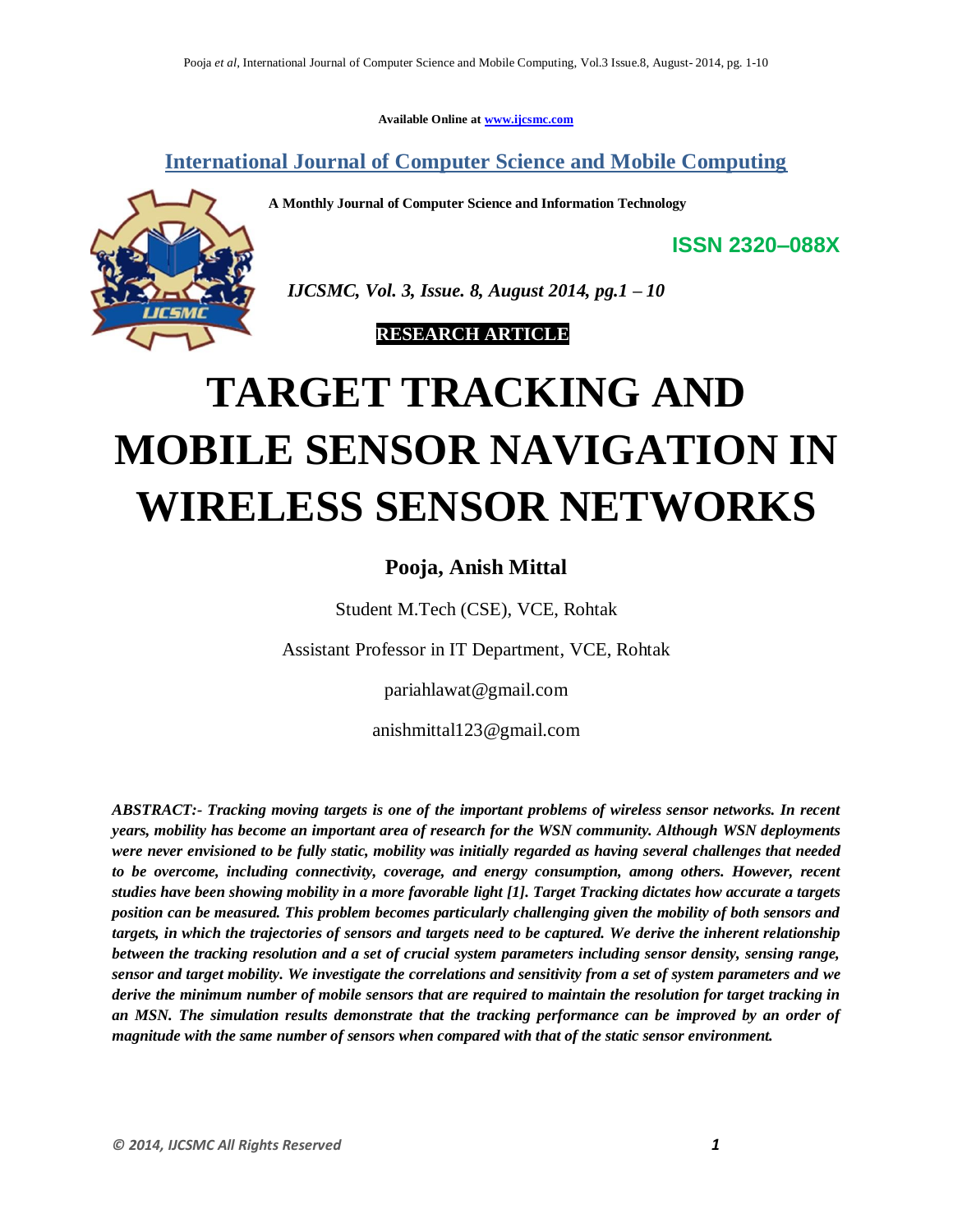Available Online at www.ijcsmc.com

## International Journal of Computer Science and Mobile Computing

**A Monthly Journal of Computer Science and Information Technology**

**ISSN 2320–088X**

*IJCSMC, Vol. 3, Issue. 8, August 2014, pg.1 – 10*

**RESEARCH ARTICLE**

# TARGET TRACKING AND MOBILE SENSOR NAVIGATION IN WIRELESS SENSOR NETWORKS

**Pooja, Anish Mittal**

Student M.Tech (CSE), VCE, Rohtak

Assistant Professor in IT Department, VCE, Rohtak

pariahlawat@gmail.com

anishmittal123@gmail.com

***ABSTRACT:- Tracking moving targets is one of the important problems of wireless sensor networks. In recent years, mobility has become an important area of research for the WSN community. Although WSN deployments were never envisioned to be fully static, mobility was initially regarded as having several challenges that needed to be overcome, including connectivity, coverage, and energy consumption, among others. However, recent studies have been showing mobility in a more favorable light [1]. Target Tracking dictates how accurate a targets position can be measured. This problem becomes particularly challenging given the mobility of both sensors and targets, in which the trajectories of sensors and targets need to be captured. We derive the inherent relationship between the tracking resolution and a set of crucial system parameters including sensor density, sensing range, sensor and target mobility. We investigate the correlations and sensitivity from a set of system parameters and we derive the minimum number of mobile sensors that are required to maintain the resolution for target tracking in an MSN. The simulation results demonstrate that the tracking performance can be improved by an order of magnitude with the same number of sensors when compared with that of the static sensor environment.***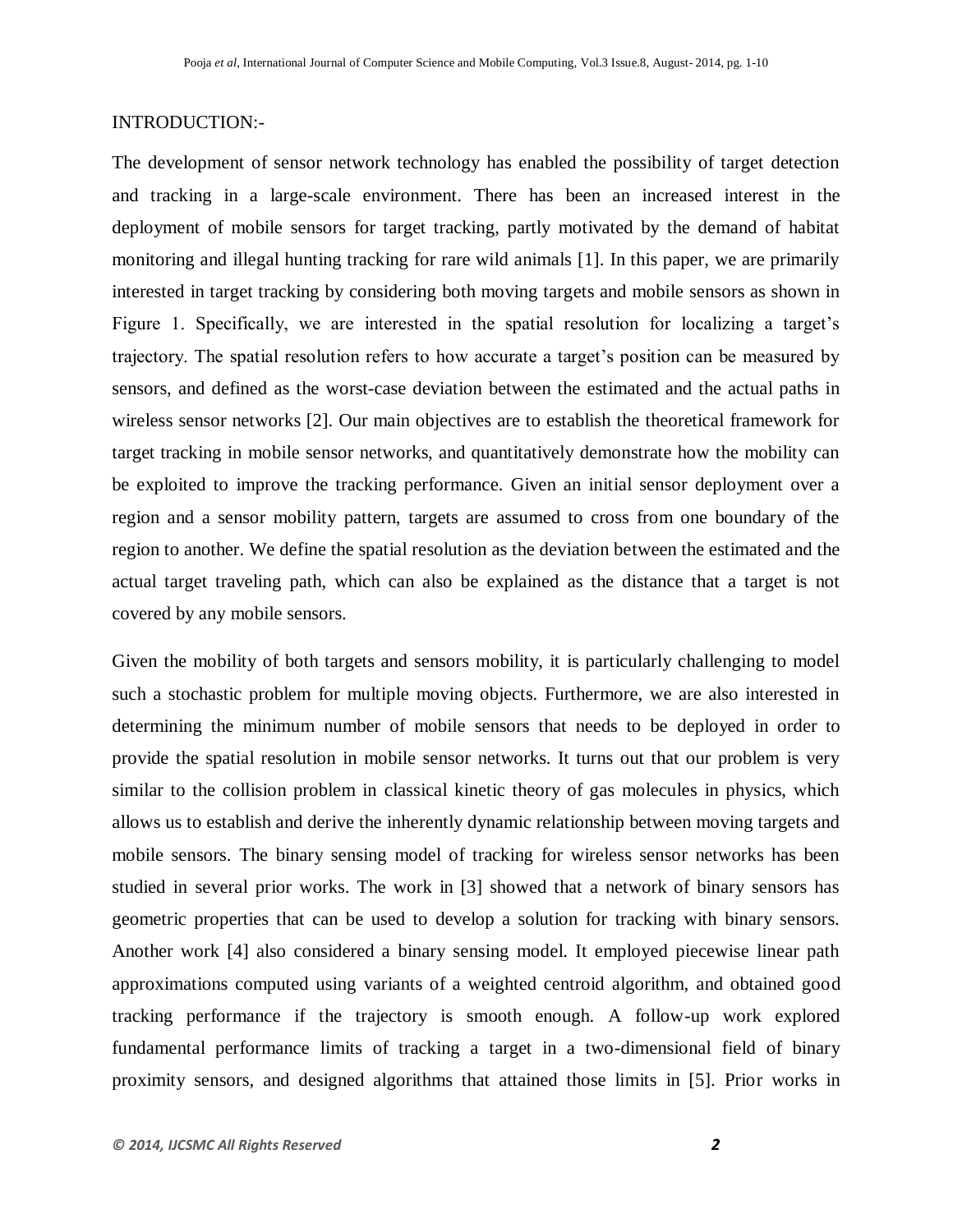INTRODUCTION:-

The development of sensor network technology has enabled the possibility of target detection and tracking in a large-scale environment. There has been an increased interest in the deployment of mobile sensors for target tracking, partly motivated by the demand of habitat monitoring and illegal hunting tracking for rare wild animals [1]. In this paper, we are primarily interested in target tracking by considering both moving targets and mobile sensors as shown in Figure 1. Specifically, we are interested in the spatial resolution for localizing a target's trajectory. The spatial resolution refers to how accurate a target's position can be measured by sensors, and defined as the worst-case deviation between the estimated and the actual paths in wireless sensor networks [2]. Our main objectives are to establish the theoretical framework for target tracking in mobile sensor networks, and quantitatively demonstrate how the mobility can be exploited to improve the tracking performance. Given an initial sensor deployment over a region and a sensor mobility pattern, targets are assumed to cross from one boundary of the region to another. We define the spatial resolution as the deviation between the estimated and the actual target traveling path, which can also be explained as the distance that a target is not covered by any mobile sensors.

Given the mobility of both targets and sensors mobility, it is particularly challenging to model such a stochastic problem for multiple moving objects. Furthermore, we are also interested in determining the minimum number of mobile sensors that needs to be deployed in order to provide the spatial resolution in mobile sensor networks. It turns out that our problem is very similar to the collision problem in classical kinetic theory of gas molecules in physics, which allows us to establish and derive the inherently dynamic relationship between moving targets and mobile sensors. The binary sensing model of tracking for wireless sensor networks has been studied in several prior works. The work in [3] showed that a network of binary sensors has geometric properties that can be used to develop a solution for tracking with binary sensors. Another work [4] also considered a binary sensing model. It employed piecewise linear path approximations computed using variants of a weighted centroid algorithm, and obtained good tracking performance if the trajectory is smooth enough. A follow-up work explored fundamental performance limits of tracking a target in a two-dimensional field of binary proximity sensors, and designed algorithms that attained those limits in [5]. Prior works in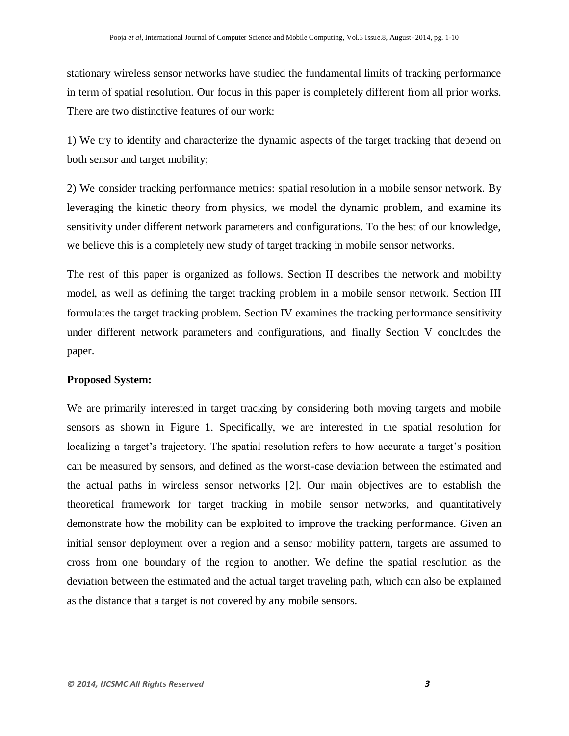stationary wireless sensor networks have studied the fundamental limits of tracking performance in term of spatial resolution. Our focus in this paper is completely different from all prior works. There are two distinctive features of our work:

1) We try to identify and characterize the dynamic aspects of the target tracking that depend on both sensor and target mobility;

2) We consider tracking performance metrics: spatial resolution in a mobile sensor network. By leveraging the kinetic theory from physics, we model the dynamic problem, and examine its sensitivity under different network parameters and configurations. To the best of our knowledge, we believe this is a completely new study of target tracking in mobile sensor networks.

The rest of this paper is organized as follows. Section II describes the network and mobility model, as well as defining the target tracking problem in a mobile sensor network. Section III formulates the target tracking problem. Section IV examines the tracking performance sensitivity under different network parameters and configurations, and finally Section V concludes the paper.

**Proposed System:**

We are primarily interested in target tracking by considering both moving targets and mobile sensors as shown in Figure 1. Specifically, we are interested in the spatial resolution for localizing a target's trajectory. The spatial resolution refers to how accurate a target's position can be measured by sensors, and defined as the worst-case deviation between the estimated and the actual paths in wireless sensor networks [2]. Our main objectives are to establish the theoretical framework for target tracking in mobile sensor networks, and quantitatively demonstrate how the mobility can be exploited to improve the tracking performance. Given an initial sensor deployment over a region and a sensor mobility pattern, targets are assumed to cross from one boundary of the region to another. We define the spatial resolution as the deviation between the estimated and the actual target traveling path, which can also be explained as the distance that a target is not covered by any mobile sensors.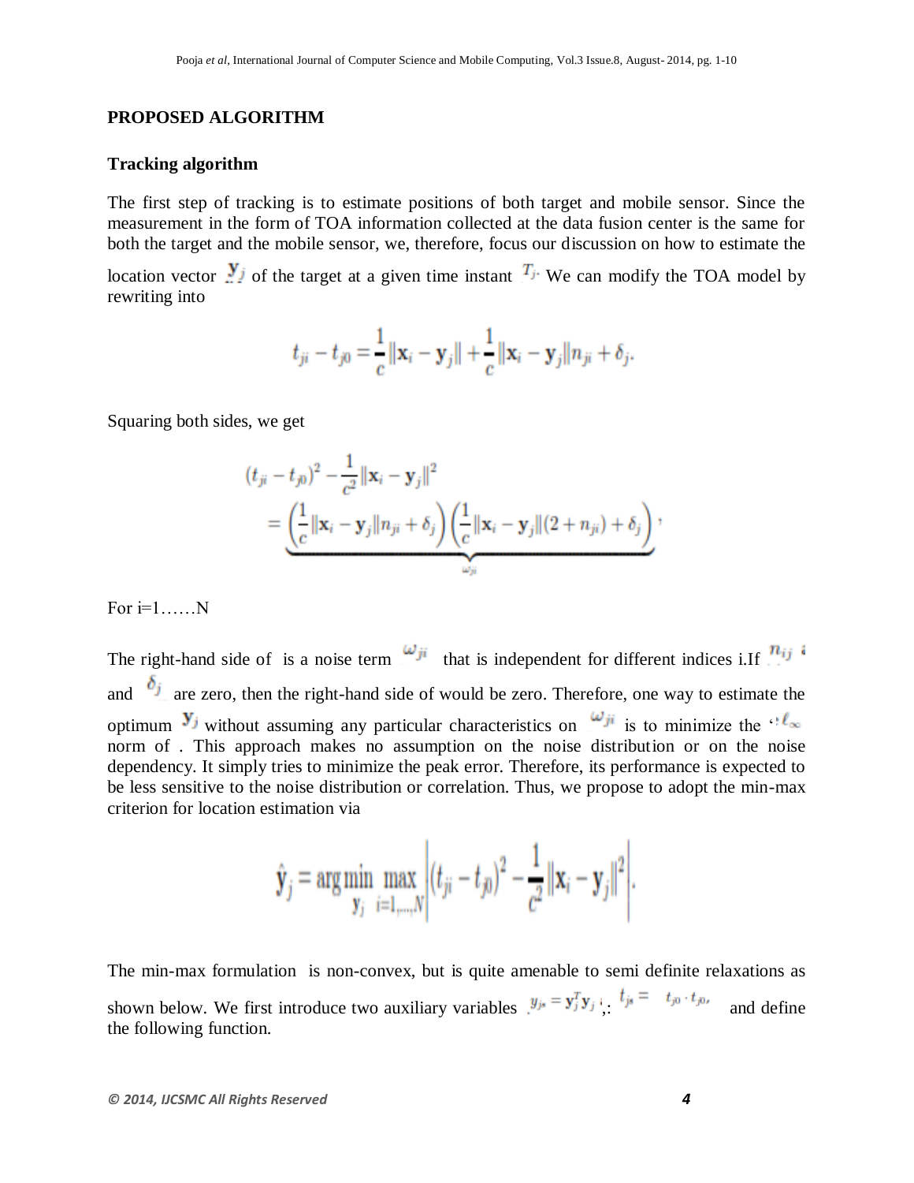## PROPOSED ALGORITHM

### Tracking algorithm

The first step of tracking is to estimate positions of both target and mobile sensor. Since the measurement in the form of TOA information collected at the data fusion center is the same for both the target and the mobile sensor, we, therefore, focus our discussion on how to estimate the location vector $\mathbf{y}_j$ of the target at a given time instant $T_j$. We can modify the TOA model by rewriting into

$$t_{ji} - t_{j0} = \frac{1}{c}\|\mathbf{x}_i - \mathbf{y}_j\| + \frac{1}{c}\|\mathbf{x}_i - \mathbf{y}_j\|n_{ji} + \delta_j.$$

Squaring both sides, we get

$$(t_{ji} - t_{j0})^2 - \frac{1}{c^2}\|\mathbf{x}_i - \mathbf{y}_j\|^2 = \underbrace{\left(\frac{1}{c}\|\mathbf{x}_i - \mathbf{y}_j\|n_{ji} + \delta_j\right)\left(\frac{1}{c}\|\mathbf{x}_i - \mathbf{y}_j\|(2 + n_{ji}) + \delta_j\right)}_{\omega_{ji}},$$

For i=1……N

The right-hand side of is a noise term $\omega_{ji}$ that is independent for different indices i.If $n_{ij}$ and $\delta_j$ are zero, then the right-hand side of would be zero. Therefore, one way to estimate the optimum $\mathbf{y}_j$ without assuming any particular characteristics on $\omega_{ji}$ is to minimize the "$\ell_\infty$ norm of . This approach makes no assumption on the noise distribution or on the noise dependency. It simply tries to minimize the peak error. Therefore, its performance is expected to be less sensitive to the noise distribution or correlation. Thus, we propose to adopt the min-max criterion for location estimation via

$$\hat{\mathbf{y}}_j = \arg\min_{\mathbf{y}_j} \max_{i=1,\ldots,N} \left| (t_{ji} - t_{j0})^2 - \frac{1}{c^2}\|\mathbf{x}_i - \mathbf{y}_j\|^2 \right|.$$

The min-max formulation is non-convex, but is quite amenable to semi definite relaxations as shown below. We first introduce two auxiliary variables $y_{js} = \mathbf{y}_j^T\mathbf{y}_j$; $t_{js} = t_{j0} \cdot t_{j0}$, and define the following function.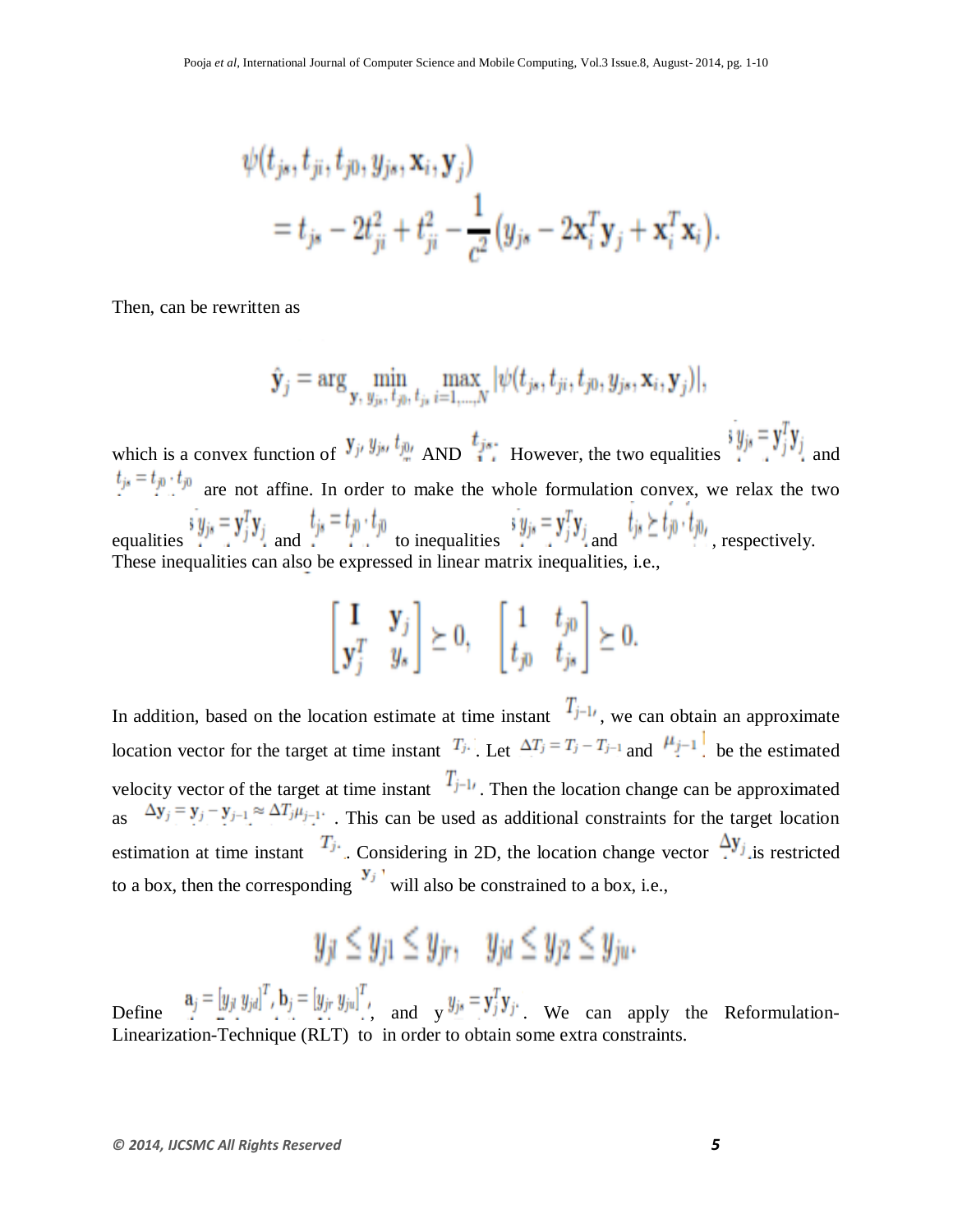$$\psi(t_{js}, t_{ji}, t_{j0}, y_{js}, \mathbf{x}_i, \mathbf{y}_j)$$
$$= t_{js} - 2t_{ji}^2 + t_{ji}^2 - \frac{1}{c^2}\left(y_{js} - 2\mathbf{x}_i^T\mathbf{y}_j + \mathbf{x}_i^T\mathbf{x}_i\right).$$

Then, can be rewritten as

$$\hat{\mathbf{y}}_j = \arg \min_{\mathbf{y},\, y_{js},\, t_{j0},\, t_{js}} \max_{i=1,\ldots,N} |\psi(t_{js}, t_{ji}, t_{j0}, y_{js}, \mathbf{x}_i, \mathbf{y}_j)|,$$

which is a convex function of $\mathbf{y}_j, y_{js}, t_{j0},$ AND $t_{js}$. However, the two equalities $y_{js} = \mathbf{y}_j^T\mathbf{y}_j$ and $t_{js} = t_{j0} \cdot t_{j0}$ are not affine. In order to make the whole formulation convex, we relax the two equalities $y_{js} = \mathbf{y}_j^T\mathbf{y}_j$ and $t_{js} = t_{j0} \cdot t_{j0}$ to inequalities $y_{js} = \mathbf{y}_j^T\mathbf{y}_j$ and $t_{js} \succeq t_{j0} \cdot t_{j0}$, respectively. These inequalities can also be expressed in linear matrix inequalities, i.e.,

$$\begin{bmatrix} \mathbf{I} & \mathbf{y}_j \\ \mathbf{y}_j^T & y_s \end{bmatrix} \succeq 0, \quad \begin{bmatrix} 1 & t_{j0} \\ t_{j0} & t_{js} \end{bmatrix} \succeq 0.$$

In addition, based on the location estimate at time instant $T_{j-1}$, we can obtain an approximate location vector for the target at time instant $T_j$. Let $\Delta T_j = T_j - T_{j-1}$ and $\mu_{j-1}$ be the estimated velocity vector of the target at time instant $T_{j-1}$. Then the location change can be approximated as $\Delta \mathbf{y}_j = \mathbf{y}_j - \mathbf{y}_{j-1} \approx \Delta T_j \mu_{j-1}$. This can be used as additional constraints for the target location estimation at time instant $T_j$. Considering in 2D, the location change vector $\Delta \mathbf{y}_j$ is restricted to a box, then the corresponding $\mathbf{y}_j$ will also be constrained to a box, i.e.,

$$y_{jl} \leq y_{j1} \leq y_{jr}, \quad y_{jd} \leq y_{j2} \leq y_{ju}.$$

Define $\mathbf{a}_j = [y_{jl}\ y_{jd}]^T, \mathbf{b}_j = [y_{jr}\ y_{ju}]^T,$ and $y_{js} = \mathbf{y}_j^T\mathbf{y}_j$. We can apply the Reformulation-Linearization-Technique (RLT) to in order to obtain some extra constraints.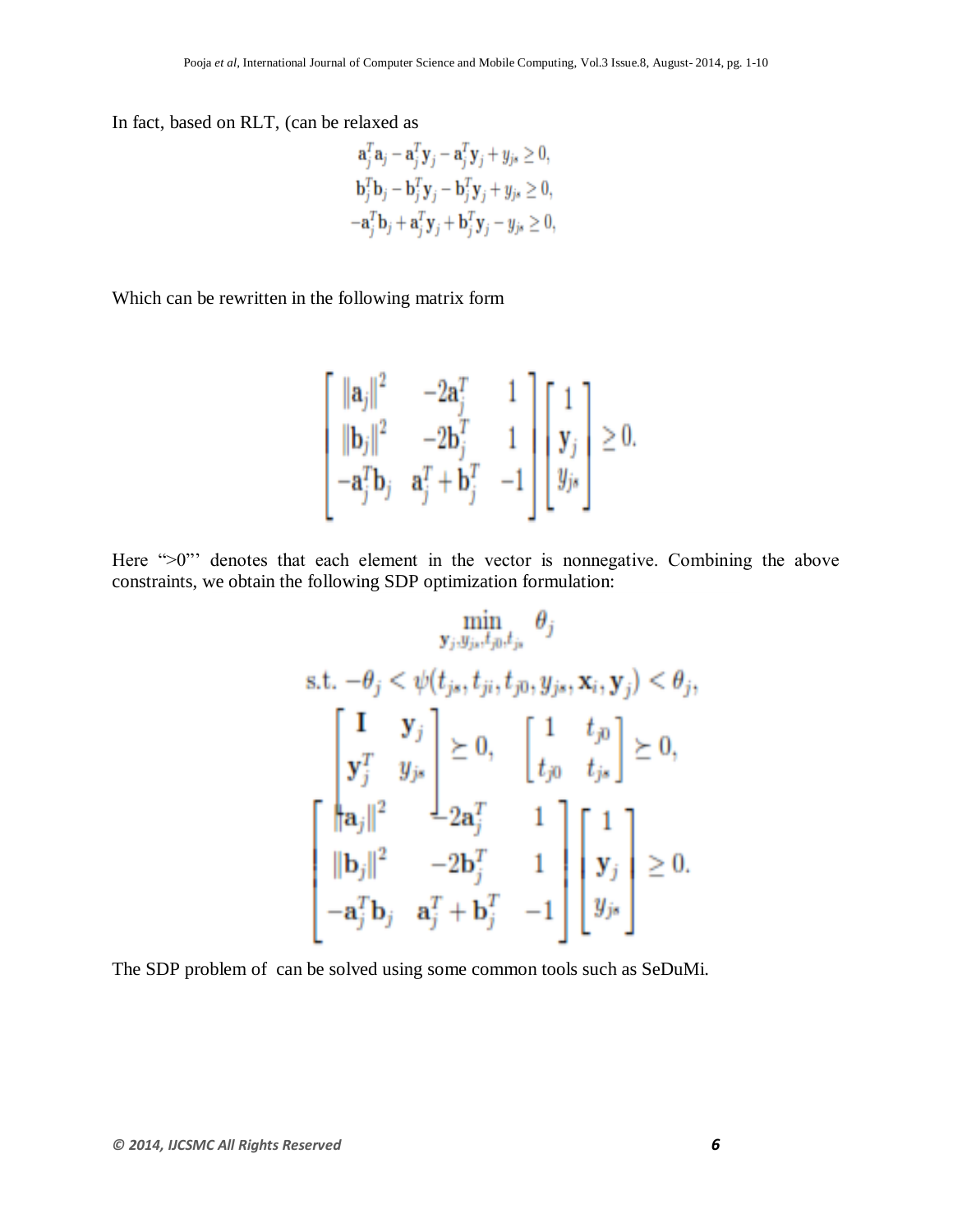In fact, based on RLT, (can be relaxed as

$$
\begin{aligned}
&\mathbf{a}_j^T\mathbf{a}_j - \mathbf{a}_j^T\mathbf{y}_j - \mathbf{a}_j^T\mathbf{y}_j + y_{js} \geq 0,\\
&\mathbf{b}_j^T\mathbf{b}_j - \mathbf{b}_j^T\mathbf{y}_j - \mathbf{b}_j^T\mathbf{y}_j + y_{js} \geq 0,\\
&-\mathbf{a}_j^T\mathbf{b}_j + \mathbf{a}_j^T\mathbf{y}_j + \mathbf{b}_j^T\mathbf{y}_j - y_{js} \geq 0,
\end{aligned}
$$

Which can be rewritten in the following matrix form

$$
\begin{bmatrix} \|\mathbf{a}_j\|^2 & -2\mathbf{a}_j^T & 1 \\ \|\mathbf{b}_j\|^2 & -2\mathbf{b}_j^T & 1 \\ -\mathbf{a}_j^T\mathbf{b}_j & \mathbf{a}_j^T + \mathbf{b}_j^T & -1 \end{bmatrix} \begin{bmatrix} 1 \\ \mathbf{y}_j \\ y_{js} \end{bmatrix} \geq 0.
$$

Here ">0"' denotes that each element in the vector is nonnegative. Combining the above constraints, we obtain the following SDP optimization formulation:

$$
\begin{aligned}
&\min_{\mathbf{y}_j, y_{js}, t_{j0}, t_{js}} \theta_j \\
&\text{s.t. } -\theta_j < \psi(t_{js}, t_{ji}, t_{j0}, y_{js}, \mathbf{x}_i, \mathbf{y}_j) < \theta_j, \\
&\begin{bmatrix} \mathbf{I} & \mathbf{y}_j \\ \mathbf{y}_j^T & y_{js} \end{bmatrix} \succeq 0, \quad \begin{bmatrix} 1 & t_{j0} \\ t_{j0} & t_{js} \end{bmatrix} \succeq 0, \\
&\begin{bmatrix} \|\mathbf{a}_j\|^2 & -2\mathbf{a}_j^T & 1 \\ \|\mathbf{b}_j\|^2 & -2\mathbf{b}_j^T & 1 \\ -\mathbf{a}_j^T\mathbf{b}_j & \mathbf{a}_j^T + \mathbf{b}_j^T & -1 \end{bmatrix} \begin{bmatrix} 1 \\ \mathbf{y}_j \\ y_{js} \end{bmatrix} \geq 0.
\end{aligned}
$$

The SDP problem of can be solved using some common tools such as SeDuMi.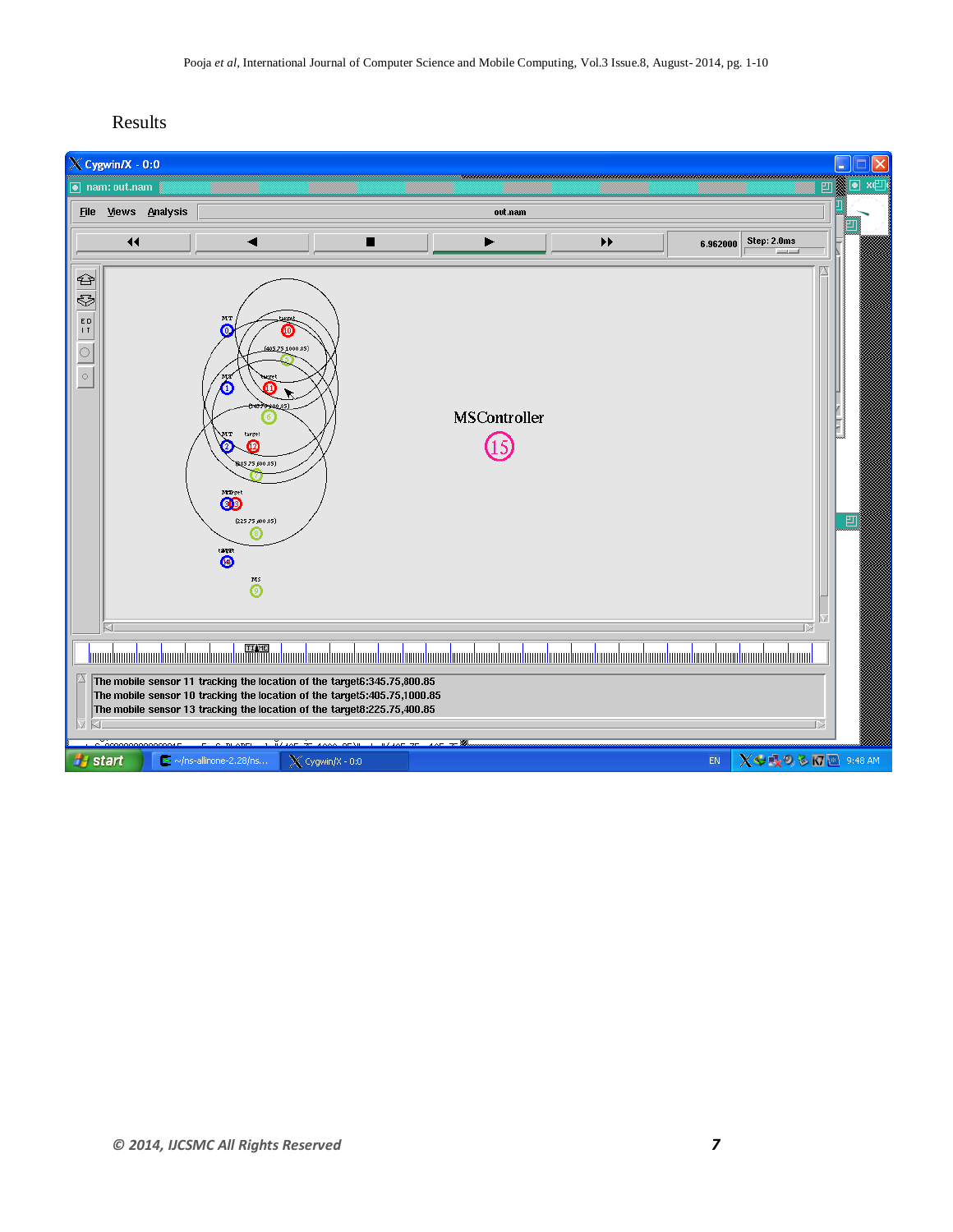Results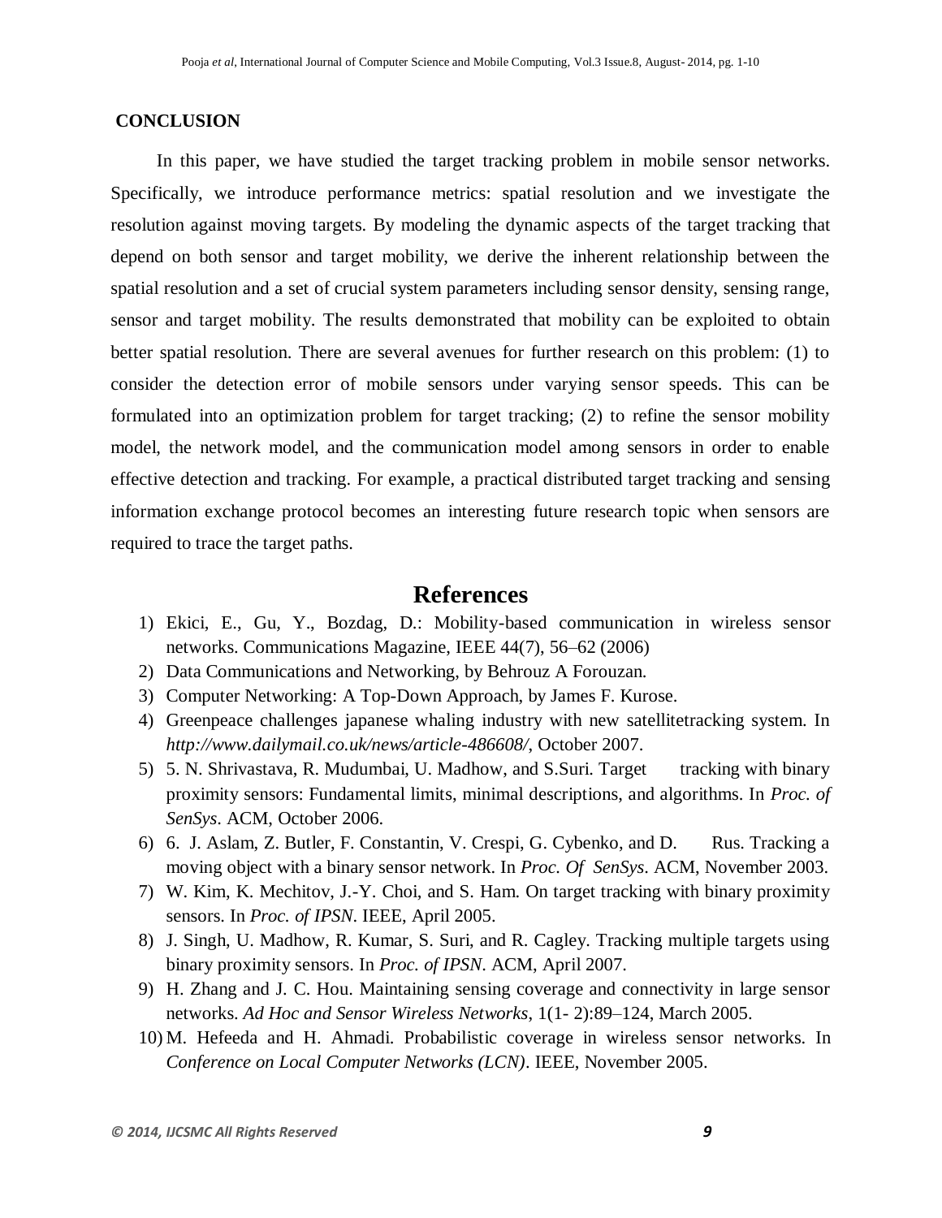## CONCLUSION

In this paper, we have studied the target tracking problem in mobile sensor networks. Specifically, we introduce performance metrics: spatial resolution and we investigate the resolution against moving targets. By modeling the dynamic aspects of the target tracking that depend on both sensor and target mobility, we derive the inherent relationship between the spatial resolution and a set of crucial system parameters including sensor density, sensing range, sensor and target mobility. The results demonstrated that mobility can be exploited to obtain better spatial resolution. There are several avenues for further research on this problem: (1) to consider the detection error of mobile sensors under varying sensor speeds. This can be formulated into an optimization problem for target tracking; (2) to refine the sensor mobility model, the network model, and the communication model among sensors in order to enable effective detection and tracking. For example, a practical distributed target tracking and sensing information exchange protocol becomes an interesting future research topic when sensors are required to trace the target paths.

## References

1) Ekici, E., Gu, Y., Bozdag, D.: Mobility-based communication in wireless sensor networks. Communications Magazine, IEEE 44(7), 56–62 (2006)
2) Data Communications and Networking, by Behrouz A Forouzan.
3) Computer Networking: A Top-Down Approach, by James F. Kurose.
4) Greenpeace challenges japanese whaling industry with new satellitetracking system. In *http://www.dailymail.co.uk/news/article-486608/,* October 2007.
5) 5. N. Shrivastava, R. Mudumbai, U. Madhow, and S.Suri. Target tracking with binary proximity sensors: Fundamental limits, minimal descriptions, and algorithms. In *Proc. of SenSys*. ACM, October 2006.
6) 6. J. Aslam, Z. Butler, F. Constantin, V. Crespi, G. Cybenko, and D. Rus. Tracking a moving object with a binary sensor network. In *Proc. Of SenSys*. ACM, November 2003.
7) W. Kim, K. Mechitov, J.-Y. Choi, and S. Ham. On target tracking with binary proximity sensors. In *Proc. of IPSN*. IEEE, April 2005.
8) J. Singh, U. Madhow, R. Kumar, S. Suri, and R. Cagley. Tracking multiple targets using binary proximity sensors. In *Proc. of IPSN*. ACM, April 2007.
9) H. Zhang and J. C. Hou. Maintaining sensing coverage and connectivity in large sensor networks. *Ad Hoc and Sensor Wireless Networks*, 1(1- 2):89–124, March 2005.
10) M. Hefeeda and H. Ahmadi. Probabilistic coverage in wireless sensor networks. In *Conference on Local Computer Networks (LCN)*. IEEE, November 2005.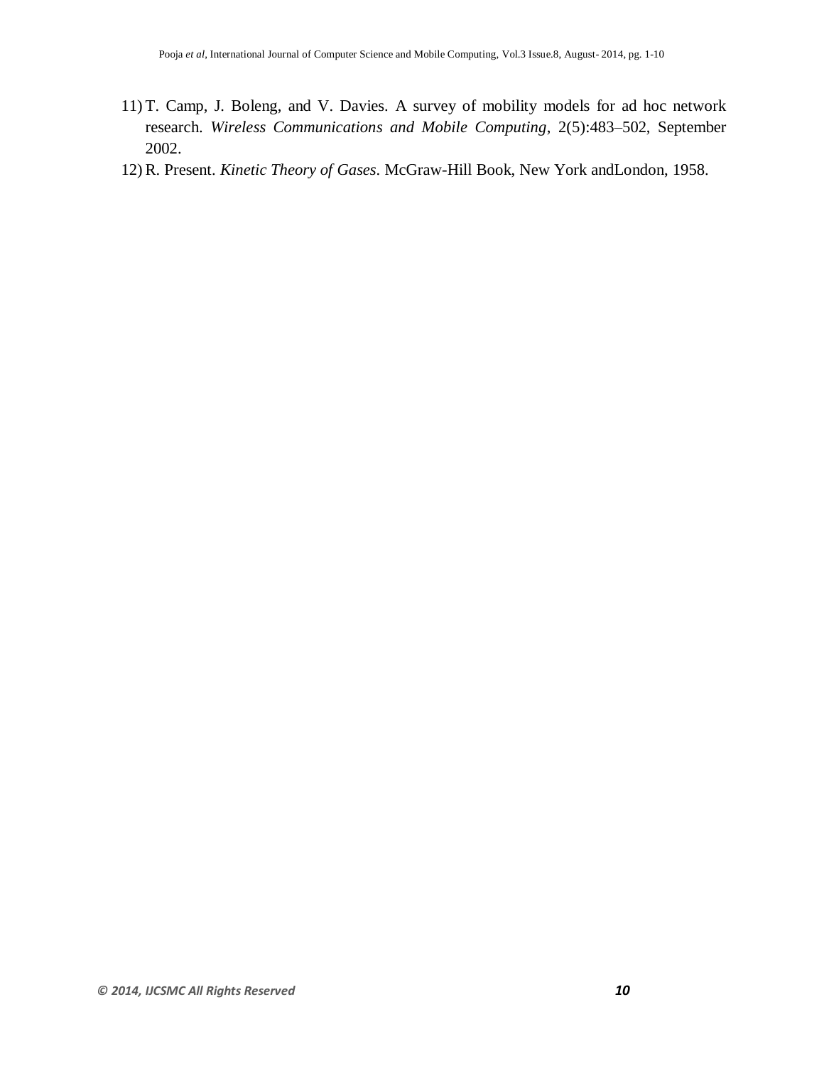11) T. Camp, J. Boleng, and V. Davies. A survey of mobility models for ad hoc network research. *Wireless Communications and Mobile Computing*, 2(5):483–502, September 2002.
12) R. Present. *Kinetic Theory of Gases*. McGraw-Hill Book, New York andLondon, 1958.